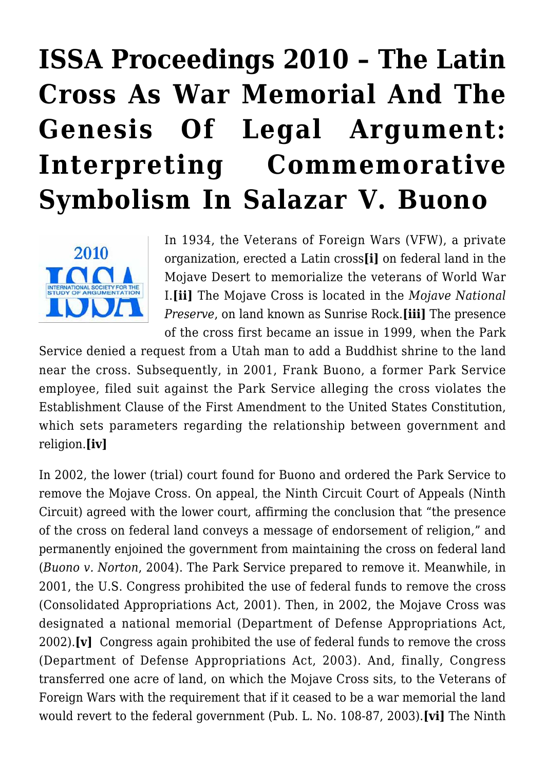# ISSA Proceedings 2010 – The Latin Cross As War Memorial And The Genesis Of Legal Argument: Interpreting Commemorative Symbolism In Salazar V. Buono

In 1934, the Veterans of Foreign Wars (VFW), a private organization, erected a Latin cross**[i]** on federal land in the Mojave Desert to memorialize the veterans of World War I.**[ii]** The Mojave Cross is located in the *Mojave National Preserve*, on land known as Sunrise Rock.**[iii]** The presence of the cross first became an issue in 1999, when the Park Service denied a request from a Utah man to add a Buddhist shrine to the land near the cross. Subsequently, in 2001, Frank Buono, a former Park Service employee, filed suit against the Park Service alleging the cross violates the Establishment Clause of the First Amendment to the United States Constitution, which sets parameters regarding the relationship between government and religion.**[iv]**

In 2002, the lower (trial) court found for Buono and ordered the Park Service to remove the Mojave Cross. On appeal, the Ninth Circuit Court of Appeals (Ninth Circuit) agreed with the lower court, affirming the conclusion that "the presence of the cross on federal land conveys a message of endorsement of religion," and permanently enjoined the government from maintaining the cross on federal land (*Buono v. Norton*, 2004). The Park Service prepared to remove it. Meanwhile, in 2001, the U.S. Congress prohibited the use of federal funds to remove the cross (Consolidated Appropriations Act, 2001). Then, in 2002, the Mojave Cross was designated a national memorial (Department of Defense Appropriations Act, 2002).**[v]** Congress again prohibited the use of federal funds to remove the cross (Department of Defense Appropriations Act, 2003). And, finally, Congress transferred one acre of land, on which the Mojave Cross sits, to the Veterans of Foreign Wars with the requirement that if it ceased to be a war memorial the land would revert to the federal government (Pub. L. No. 108-87, 2003).**[vi]** The Ninth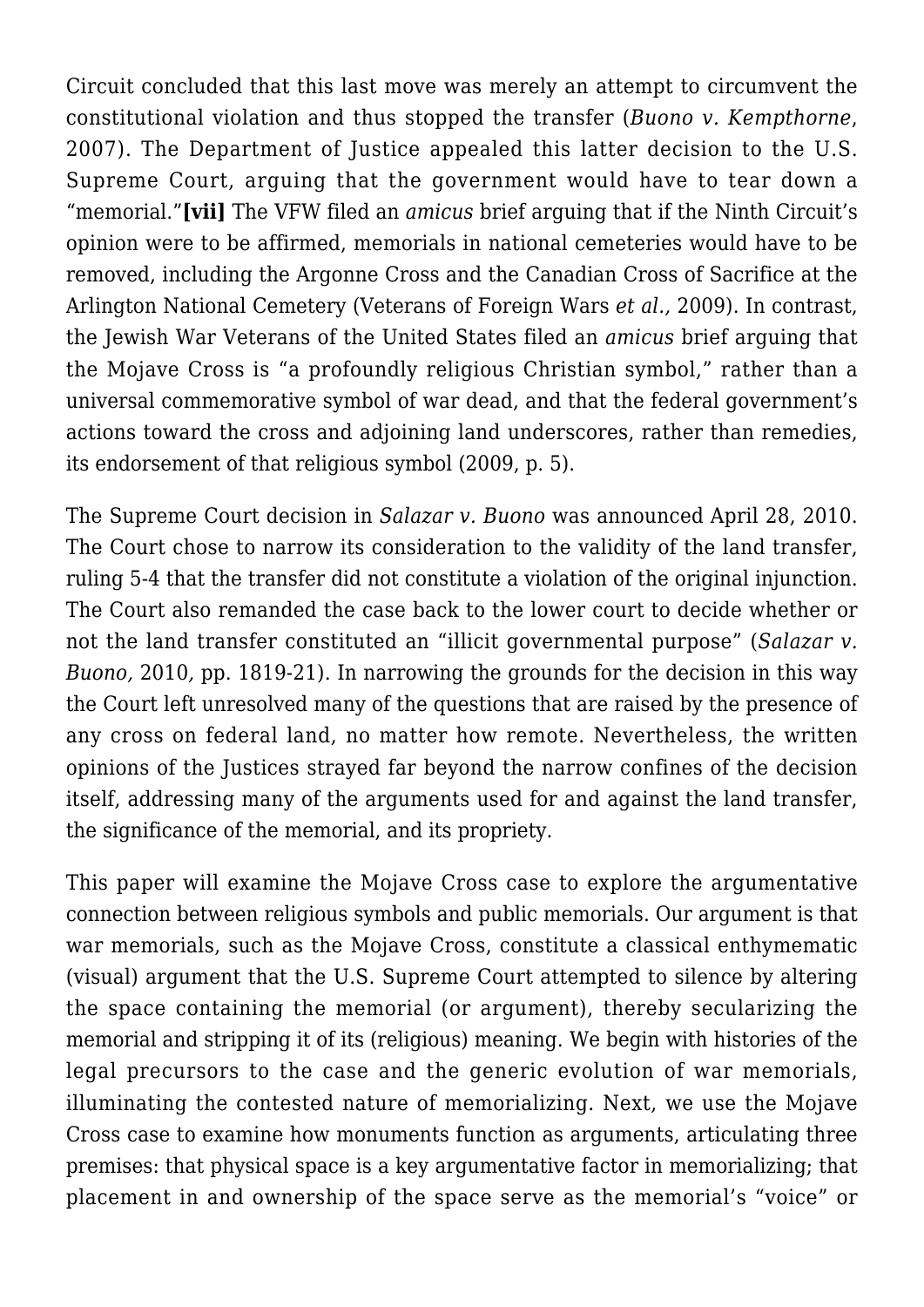Circuit concluded that this last move was merely an attempt to circumvent the constitutional violation and thus stopped the transfer (*Buono v. Kempthorne*, 2007). The Department of Justice appealed this latter decision to the U.S. Supreme Court, arguing that the government would have to tear down a "memorial."**[vii]** The VFW filed an *amicus* brief arguing that if the Ninth Circuit's opinion were to be affirmed, memorials in national cemeteries would have to be removed, including the Argonne Cross and the Canadian Cross of Sacrifice at the Arlington National Cemetery (Veterans of Foreign Wars *et al.,* 2009). In contrast, the Jewish War Veterans of the United States filed an *amicus* brief arguing that the Mojave Cross is "a profoundly religious Christian symbol," rather than a universal commemorative symbol of war dead, and that the federal government's actions toward the cross and adjoining land underscores, rather than remedies, its endorsement of that religious symbol (2009, p. 5).

The Supreme Court decision in *Salazar v. Buono* was announced April 28, 2010. The Court chose to narrow its consideration to the validity of the land transfer, ruling 5-4 that the transfer did not constitute a violation of the original injunction. The Court also remanded the case back to the lower court to decide whether or not the land transfer constituted an "illicit governmental purpose" (*Salazar v. Buono,* 2010, pp. 1819-21). In narrowing the grounds for the decision in this way the Court left unresolved many of the questions that are raised by the presence of any cross on federal land, no matter how remote. Nevertheless, the written opinions of the Justices strayed far beyond the narrow confines of the decision itself, addressing many of the arguments used for and against the land transfer, the significance of the memorial, and its propriety.

This paper will examine the Mojave Cross case to explore the argumentative connection between religious symbols and public memorials. Our argument is that war memorials, such as the Mojave Cross, constitute a classical enthymematic (visual) argument that the U.S. Supreme Court attempted to silence by altering the space containing the memorial (or argument), thereby secularizing the memorial and stripping it of its (religious) meaning. We begin with histories of the legal precursors to the case and the generic evolution of war memorials, illuminating the contested nature of memorializing. Next, we use the Mojave Cross case to examine how monuments function as arguments, articulating three premises: that physical space is a key argumentative factor in memorializing; that placement in and ownership of the space serve as the memorial's "voice" or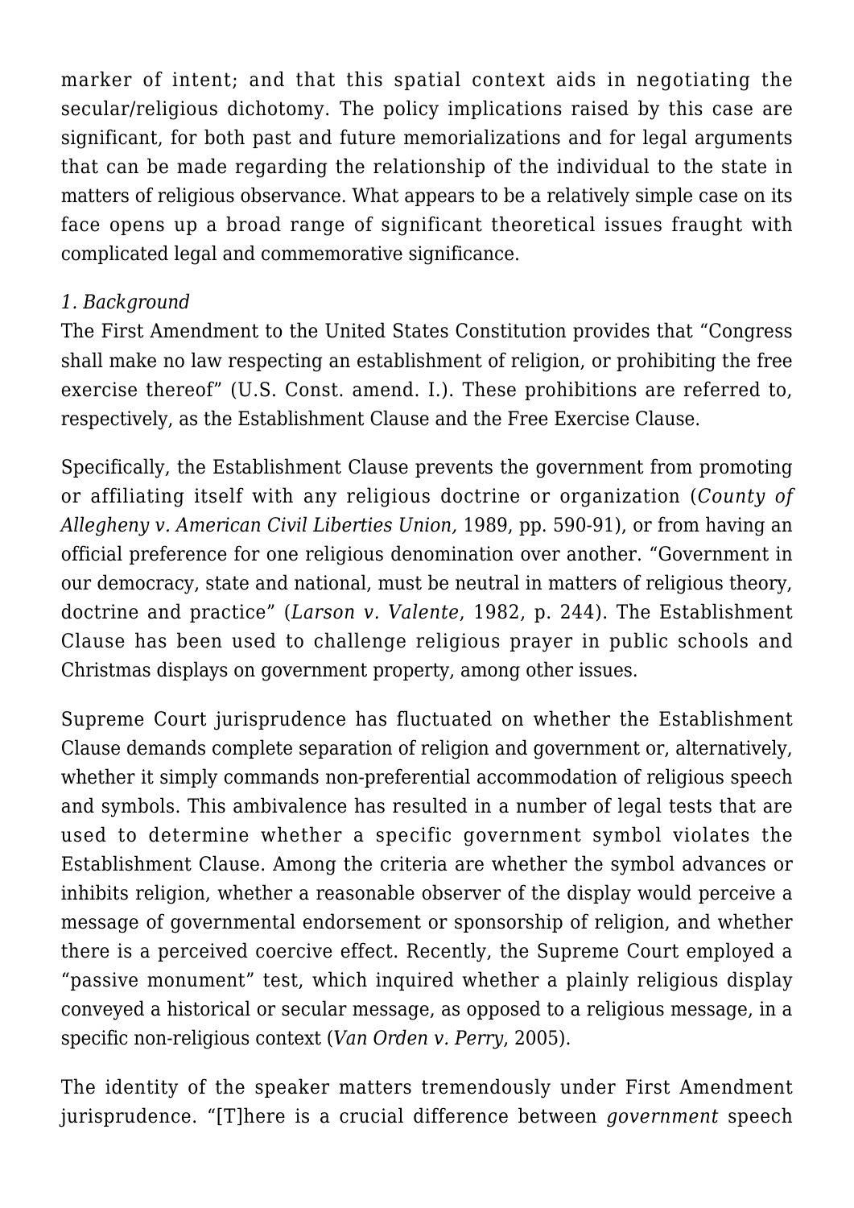marker of intent; and that this spatial context aids in negotiating the secular/religious dichotomy. The policy implications raised by this case are significant, for both past and future memorializations and for legal arguments that can be made regarding the relationship of the individual to the state in matters of religious observance. What appears to be a relatively simple case on its face opens up a broad range of significant theoretical issues fraught with complicated legal and commemorative significance.

### *1. Background*

The First Amendment to the United States Constitution provides that "Congress shall make no law respecting an establishment of religion, or prohibiting the free exercise thereof" (U.S. Const. amend. I.). These prohibitions are referred to, respectively, as the Establishment Clause and the Free Exercise Clause.

Specifically, the Establishment Clause prevents the government from promoting or affiliating itself with any religious doctrine or organization (*County of Allegheny v. American Civil Liberties Union,* 1989, pp. 590-91), or from having an official preference for one religious denomination over another. "Government in our democracy, state and national, must be neutral in matters of religious theory, doctrine and practice" (*Larson v. Valente*, 1982, p. 244). The Establishment Clause has been used to challenge religious prayer in public schools and Christmas displays on government property, among other issues.

Supreme Court jurisprudence has fluctuated on whether the Establishment Clause demands complete separation of religion and government or, alternatively, whether it simply commands non-preferential accommodation of religious speech and symbols. This ambivalence has resulted in a number of legal tests that are used to determine whether a specific government symbol violates the Establishment Clause. Among the criteria are whether the symbol advances or inhibits religion, whether a reasonable observer of the display would perceive a message of governmental endorsement or sponsorship of religion, and whether there is a perceived coercive effect. Recently, the Supreme Court employed a "passive monument" test, which inquired whether a plainly religious display conveyed a historical or secular message, as opposed to a religious message, in a specific non-religious context (*Van Orden v. Perry*, 2005).

The identity of the speaker matters tremendously under First Amendment jurisprudence. "[T]here is a crucial difference between *government* speech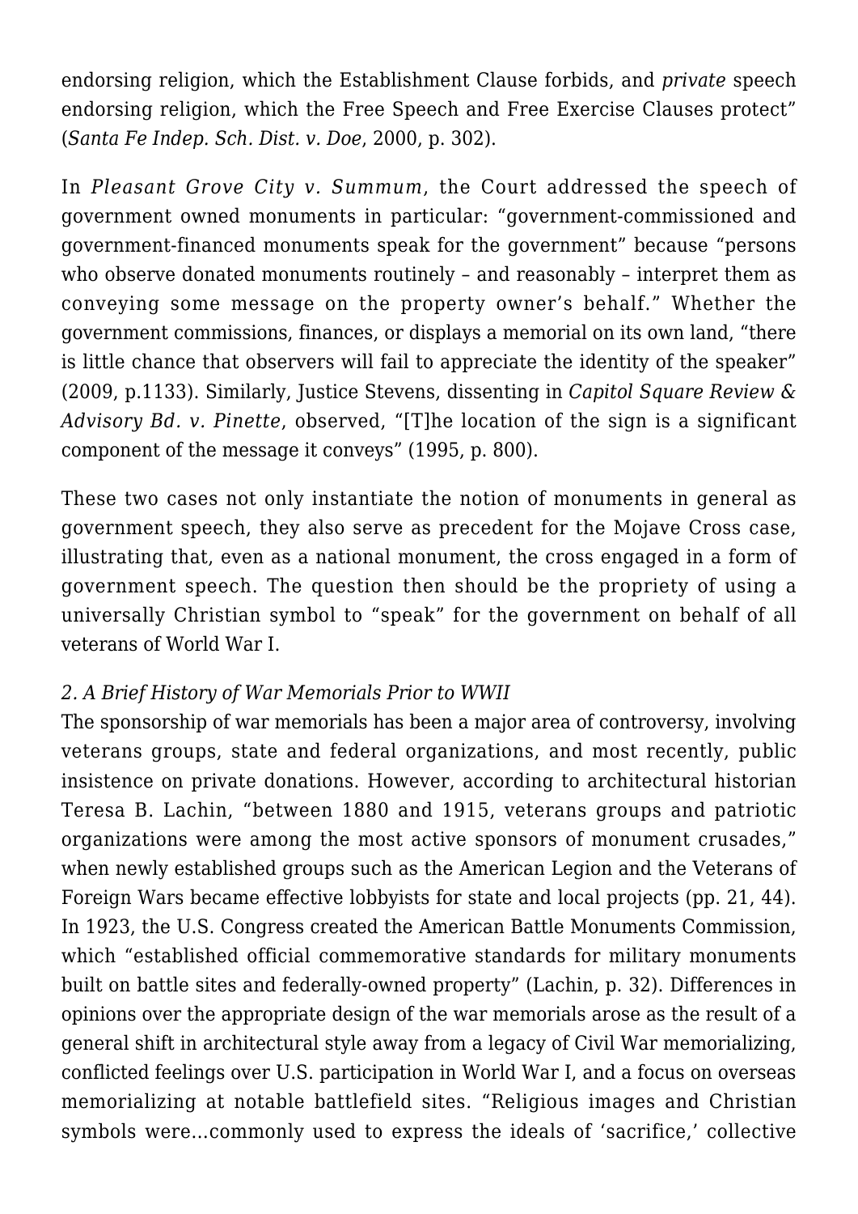endorsing religion, which the Establishment Clause forbids, and *private* speech endorsing religion, which the Free Speech and Free Exercise Clauses protect" (*Santa Fe Indep. Sch. Dist. v. Doe*, 2000, p. 302).

In *Pleasant Grove City v. Summum*, the Court addressed the speech of government owned monuments in particular: "government-commissioned and government-financed monuments speak for the government" because "persons who observe donated monuments routinely – and reasonably – interpret them as conveying some message on the property owner's behalf." Whether the government commissions, finances, or displays a memorial on its own land, "there is little chance that observers will fail to appreciate the identity of the speaker" (2009, p.1133). Similarly, Justice Stevens, dissenting in *Capitol Square Review & Advisory Bd. v. Pinette*, observed, "[T]he location of the sign is a significant component of the message it conveys" (1995, p. 800).

These two cases not only instantiate the notion of monuments in general as government speech, they also serve as precedent for the Mojave Cross case, illustrating that, even as a national monument, the cross engaged in a form of government speech. The question then should be the propriety of using a universally Christian symbol to "speak" for the government on behalf of all veterans of World War I.

*2. A Brief History of War Memorials Prior to WWII*

The sponsorship of war memorials has been a major area of controversy, involving veterans groups, state and federal organizations, and most recently, public insistence on private donations. However, according to architectural historian Teresa B. Lachin, "between 1880 and 1915, veterans groups and patriotic organizations were among the most active sponsors of monument crusades," when newly established groups such as the American Legion and the Veterans of Foreign Wars became effective lobbyists for state and local projects (pp. 21, 44). In 1923, the U.S. Congress created the American Battle Monuments Commission, which "established official commemorative standards for military monuments built on battle sites and federally-owned property" (Lachin, p. 32). Differences in opinions over the appropriate design of the war memorials arose as the result of a general shift in architectural style away from a legacy of Civil War memorializing, conflicted feelings over U.S. participation in World War I, and a focus on overseas memorializing at notable battlefield sites. "Religious images and Christian symbols were…commonly used to express the ideals of 'sacrifice,' collective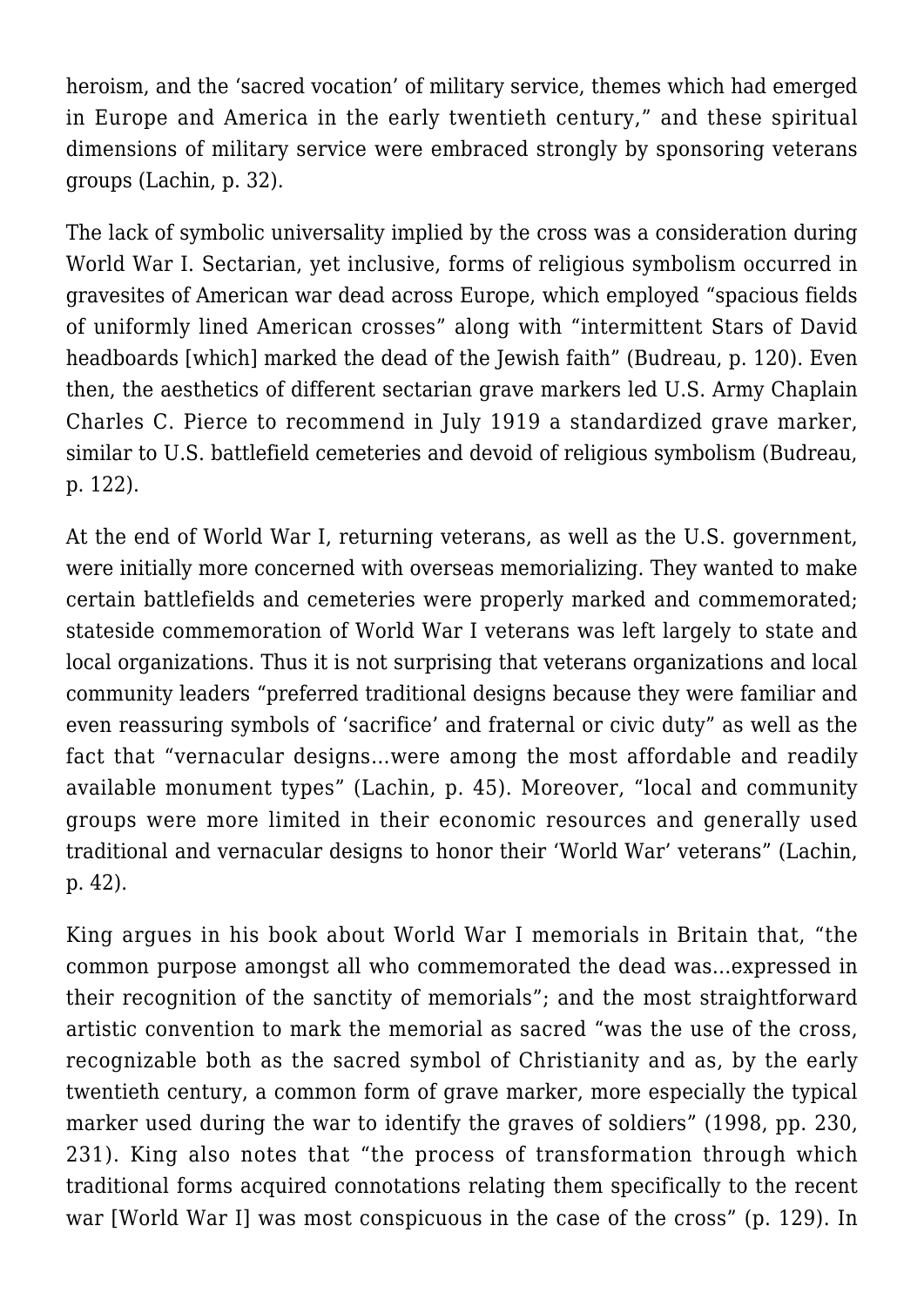heroism, and the 'sacred vocation' of military service, themes which had emerged in Europe and America in the early twentieth century," and these spiritual dimensions of military service were embraced strongly by sponsoring veterans groups (Lachin, p. 32).

The lack of symbolic universality implied by the cross was a consideration during World War I. Sectarian, yet inclusive, forms of religious symbolism occurred in gravesites of American war dead across Europe, which employed "spacious fields of uniformly lined American crosses" along with "intermittent Stars of David headboards [which] marked the dead of the Jewish faith" (Budreau, p. 120). Even then, the aesthetics of different sectarian grave markers led U.S. Army Chaplain Charles C. Pierce to recommend in July 1919 a standardized grave marker, similar to U.S. battlefield cemeteries and devoid of religious symbolism (Budreau, p. 122).

At the end of World War I, returning veterans, as well as the U.S. government, were initially more concerned with overseas memorializing. They wanted to make certain battlefields and cemeteries were properly marked and commemorated; stateside commemoration of World War I veterans was left largely to state and local organizations. Thus it is not surprising that veterans organizations and local community leaders "preferred traditional designs because they were familiar and even reassuring symbols of 'sacrifice' and fraternal or civic duty" as well as the fact that "vernacular designs…were among the most affordable and readily available monument types" (Lachin, p. 45). Moreover, "local and community groups were more limited in their economic resources and generally used traditional and vernacular designs to honor their 'World War' veterans" (Lachin, p. 42).

King argues in his book about World War I memorials in Britain that, "the common purpose amongst all who commemorated the dead was…expressed in their recognition of the sanctity of memorials"; and the most straightforward artistic convention to mark the memorial as sacred "was the use of the cross, recognizable both as the sacred symbol of Christianity and as, by the early twentieth century, a common form of grave marker, more especially the typical marker used during the war to identify the graves of soldiers" (1998, pp. 230, 231). King also notes that "the process of transformation through which traditional forms acquired connotations relating them specifically to the recent war [World War I] was most conspicuous in the case of the cross" (p. 129). In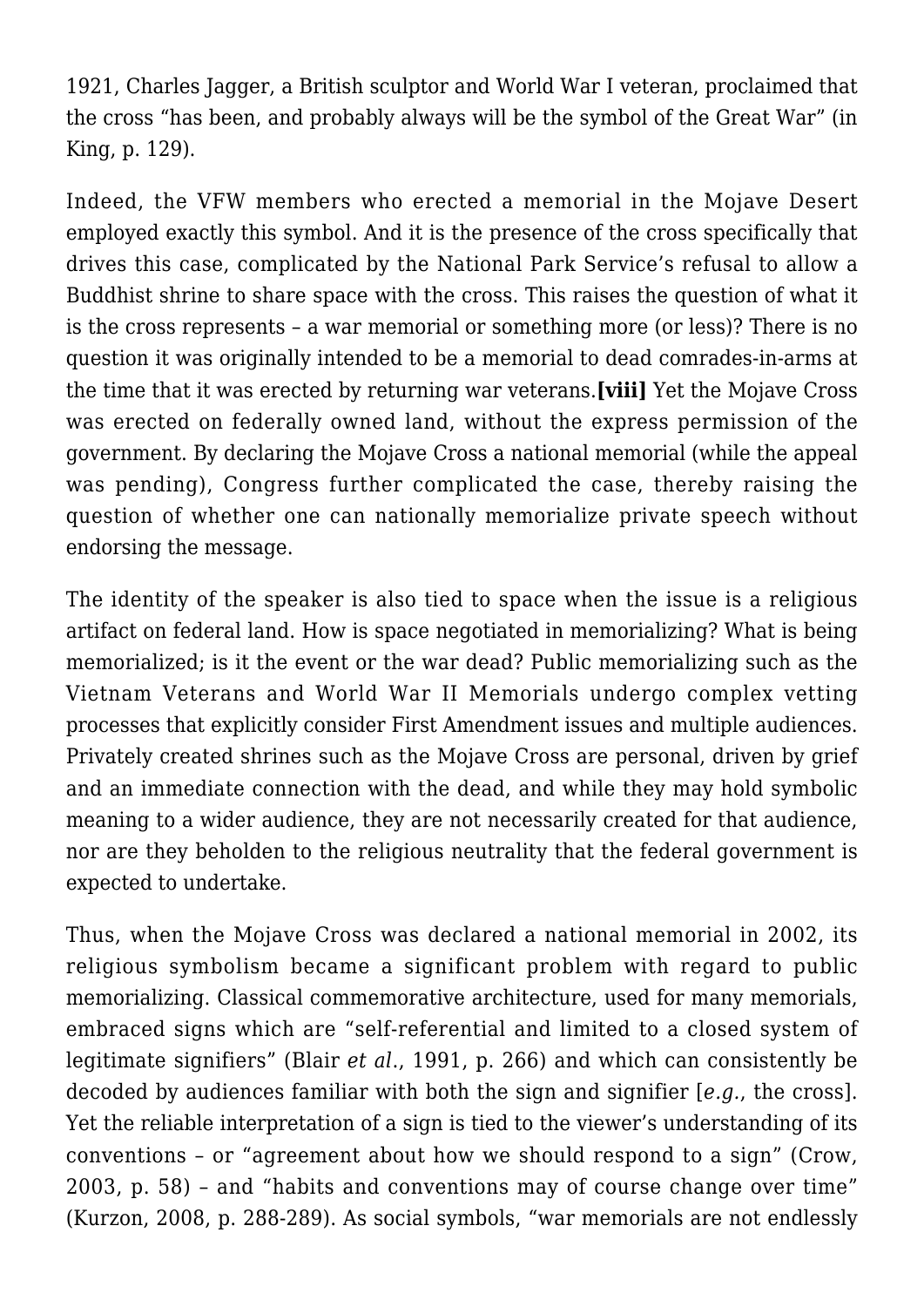1921, Charles Jagger, a British sculptor and World War I veteran, proclaimed that the cross "has been, and probably always will be the symbol of the Great War" (in King, p. 129).

Indeed, the VFW members who erected a memorial in the Mojave Desert employed exactly this symbol. And it is the presence of the cross specifically that drives this case, complicated by the National Park Service's refusal to allow a Buddhist shrine to share space with the cross. This raises the question of what it is the cross represents – a war memorial or something more (or less)? There is no question it was originally intended to be a memorial to dead comrades-in-arms at the time that it was erected by returning war veterans.**[viii]** Yet the Mojave Cross was erected on federally owned land, without the express permission of the government. By declaring the Mojave Cross a national memorial (while the appeal was pending), Congress further complicated the case, thereby raising the question of whether one can nationally memorialize private speech without endorsing the message.

The identity of the speaker is also tied to space when the issue is a religious artifact on federal land. How is space negotiated in memorializing? What is being memorialized; is it the event or the war dead? Public memorializing such as the Vietnam Veterans and World War II Memorials undergo complex vetting processes that explicitly consider First Amendment issues and multiple audiences. Privately created shrines such as the Mojave Cross are personal, driven by grief and an immediate connection with the dead, and while they may hold symbolic meaning to a wider audience, they are not necessarily created for that audience, nor are they beholden to the religious neutrality that the federal government is expected to undertake.

Thus, when the Mojave Cross was declared a national memorial in 2002, its religious symbolism became a significant problem with regard to public memorializing. Classical commemorative architecture, used for many memorials, embraced signs which are "self-referential and limited to a closed system of legitimate signifiers" (Blair *et al*., 1991, p. 266) and which can consistently be decoded by audiences familiar with both the sign and signifier [*e.g.*, the cross]. Yet the reliable interpretation of a sign is tied to the viewer's understanding of its conventions – or "agreement about how we should respond to a sign" (Crow, 2003, p. 58) – and "habits and conventions may of course change over time" (Kurzon, 2008, p. 288-289). As social symbols, "war memorials are not endlessly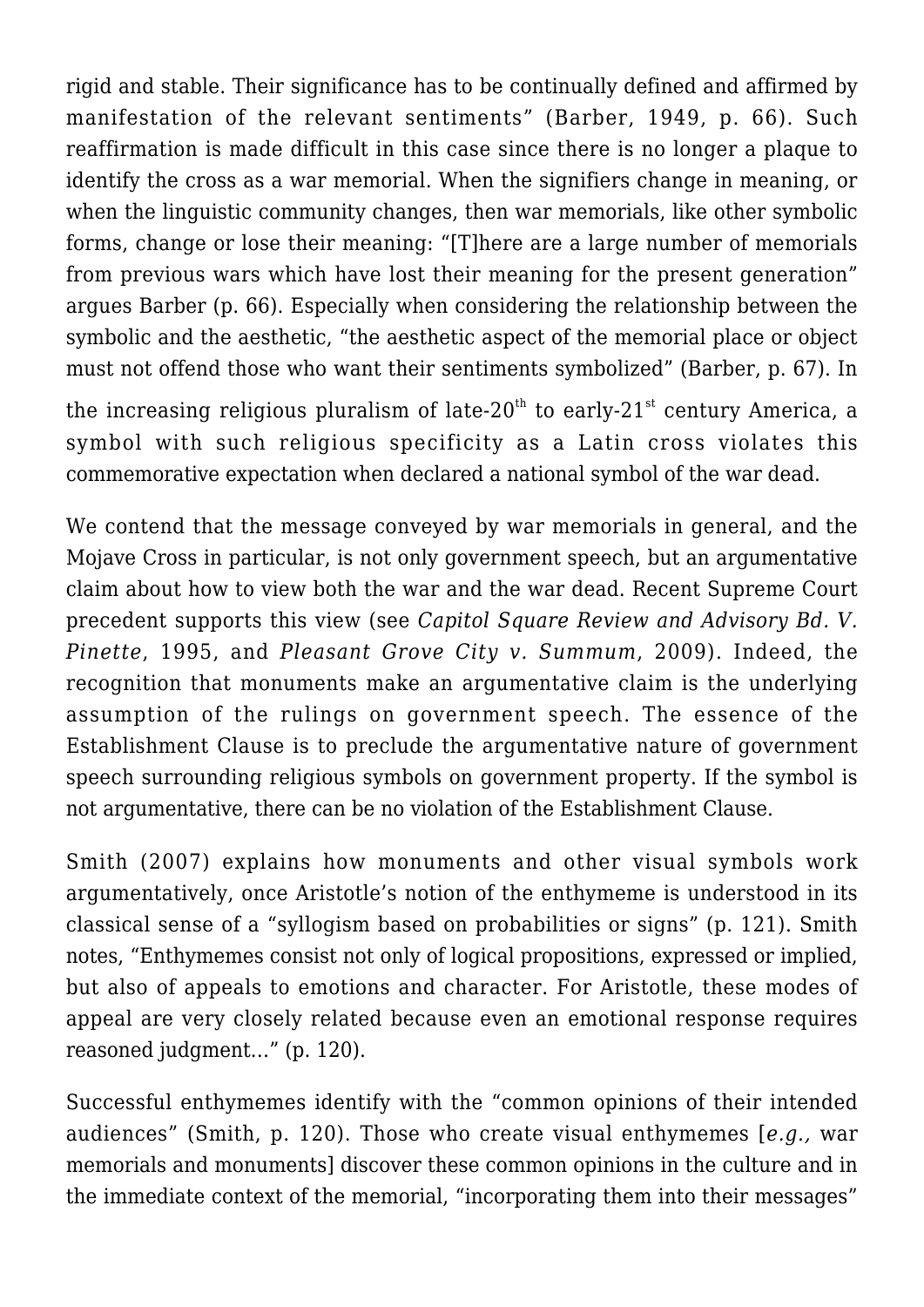rigid and stable. Their significance has to be continually defined and affirmed by manifestation of the relevant sentiments" (Barber, 1949, p. 66). Such reaffirmation is made difficult in this case since there is no longer a plaque to identify the cross as a war memorial. When the signifiers change in meaning, or when the linguistic community changes, then war memorials, like other symbolic forms, change or lose their meaning: "[T]here are a large number of memorials from previous wars which have lost their meaning for the present generation" argues Barber (p. 66). Especially when considering the relationship between the symbolic and the aesthetic, "the aesthetic aspect of the memorial place or object must not offend those who want their sentiments symbolized" (Barber, p. 67). In the increasing religious pluralism of late-20th to early-21st century America, a symbol with such religious specificity as a Latin cross violates this commemorative expectation when declared a national symbol of the war dead.

We contend that the message conveyed by war memorials in general, and the Mojave Cross in particular, is not only government speech, but an argumentative claim about how to view both the war and the war dead. Recent Supreme Court precedent supports this view (see *Capitol Square Review and Advisory Bd. V. Pinette*, 1995, and *Pleasant Grove City v. Summum*, 2009). Indeed, the recognition that monuments make an argumentative claim is the underlying assumption of the rulings on government speech. The essence of the Establishment Clause is to preclude the argumentative nature of government speech surrounding religious symbols on government property. If the symbol is not argumentative, there can be no violation of the Establishment Clause.

Smith (2007) explains how monuments and other visual symbols work argumentatively, once Aristotle's notion of the enthymeme is understood in its classical sense of a "syllogism based on probabilities or signs" (p. 121). Smith notes, "Enthymemes consist not only of logical propositions, expressed or implied, but also of appeals to emotions and character. For Aristotle, these modes of appeal are very closely related because even an emotional response requires reasoned judgment…" (p. 120).

Successful enthymemes identify with the "common opinions of their intended audiences" (Smith, p. 120). Those who create visual enthymemes [*e.g.,* war memorials and monuments] discover these common opinions in the culture and in the immediate context of the memorial, "incorporating them into their messages"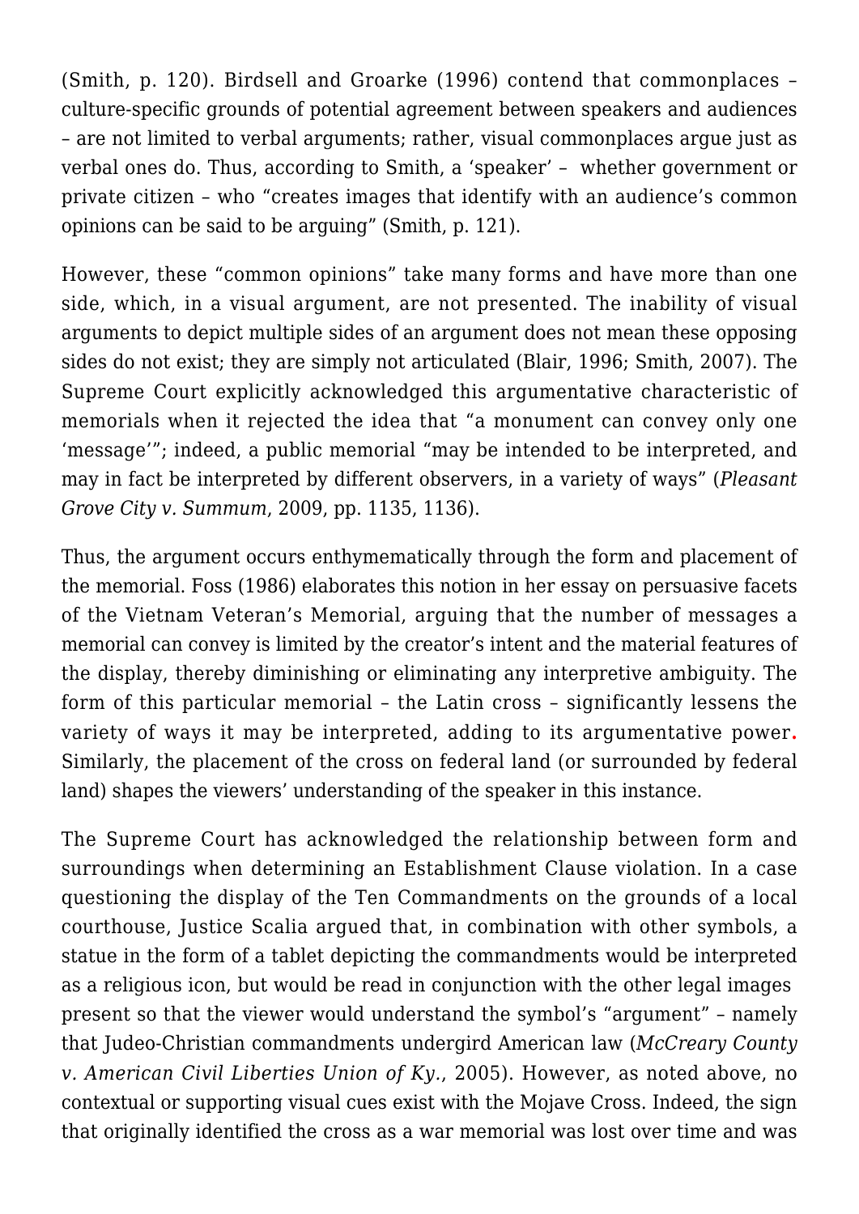(Smith, p. 120). Birdsell and Groarke (1996) contend that commonplaces – culture-specific grounds of potential agreement between speakers and audiences – are not limited to verbal arguments; rather, visual commonplaces argue just as verbal ones do. Thus, according to Smith, a 'speaker' – whether government or private citizen – who "creates images that identify with an audience's common opinions can be said to be arguing" (Smith, p. 121).

However, these "common opinions" take many forms and have more than one side, which, in a visual argument, are not presented. The inability of visual arguments to depict multiple sides of an argument does not mean these opposing sides do not exist; they are simply not articulated (Blair, 1996; Smith, 2007). The Supreme Court explicitly acknowledged this argumentative characteristic of memorials when it rejected the idea that "a monument can convey only one 'message'"; indeed, a public memorial "may be intended to be interpreted, and may in fact be interpreted by different observers, in a variety of ways" (*Pleasant Grove City v. Summum*, 2009, pp. 1135, 1136).

Thus, the argument occurs enthymematically through the form and placement of the memorial. Foss (1986) elaborates this notion in her essay on persuasive facets of the Vietnam Veteran's Memorial, arguing that the number of messages a memorial can convey is limited by the creator's intent and the material features of the display, thereby diminishing or eliminating any interpretive ambiguity. The form of this particular memorial – the Latin cross – significantly lessens the variety of ways it may be interpreted, adding to its argumentative power. Similarly, the placement of the cross on federal land (or surrounded by federal land) shapes the viewers' understanding of the speaker in this instance.

The Supreme Court has acknowledged the relationship between form and surroundings when determining an Establishment Clause violation. In a case questioning the display of the Ten Commandments on the grounds of a local courthouse, Justice Scalia argued that, in combination with other symbols, a statue in the form of a tablet depicting the commandments would be interpreted as a religious icon, but would be read in conjunction with the other legal images present so that the viewer would understand the symbol's "argument" – namely that Judeo-Christian commandments undergird American law (*McCreary County v. American Civil Liberties Union of Ky.*, 2005). However, as noted above, no contextual or supporting visual cues exist with the Mojave Cross. Indeed, the sign that originally identified the cross as a war memorial was lost over time and was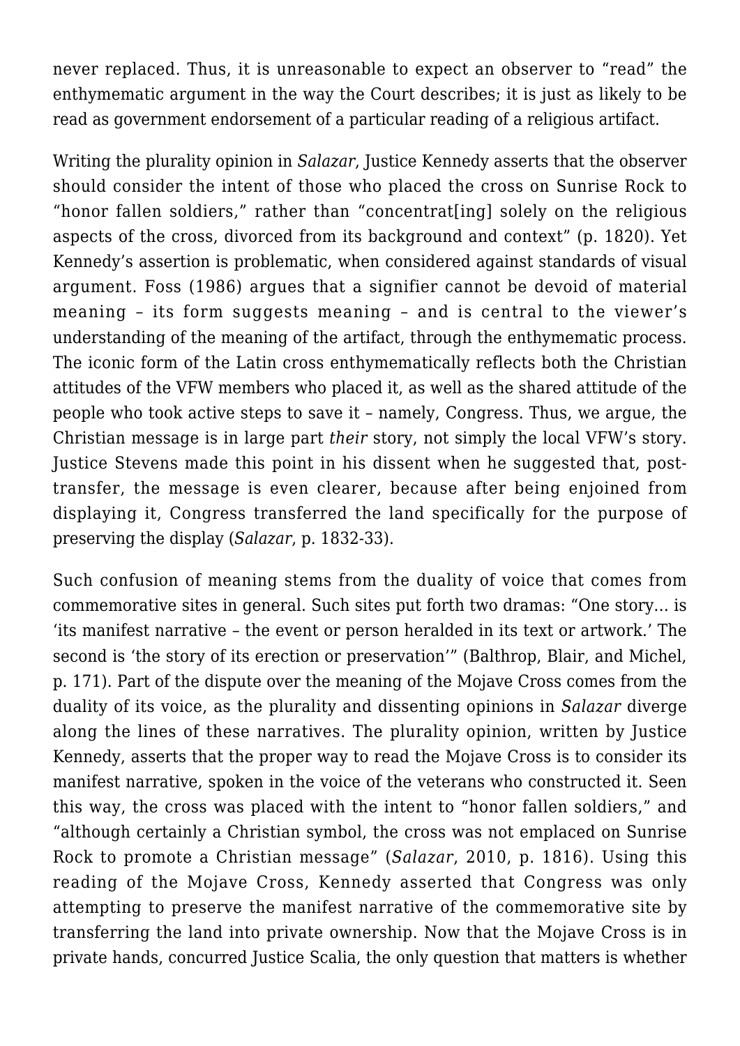never replaced. Thus, it is unreasonable to expect an observer to "read" the enthymematic argument in the way the Court describes; it is just as likely to be read as government endorsement of a particular reading of a religious artifact.

Writing the plurality opinion in *Salazar*, Justice Kennedy asserts that the observer should consider the intent of those who placed the cross on Sunrise Rock to "honor fallen soldiers," rather than "concentrat[ing] solely on the religious aspects of the cross, divorced from its background and context" (p. 1820). Yet Kennedy's assertion is problematic, when considered against standards of visual argument. Foss (1986) argues that a signifier cannot be devoid of material meaning – its form suggests meaning – and is central to the viewer's understanding of the meaning of the artifact, through the enthymematic process. The iconic form of the Latin cross enthymematically reflects both the Christian attitudes of the VFW members who placed it, as well as the shared attitude of the people who took active steps to save it – namely, Congress. Thus, we argue, the Christian message is in large part *their* story, not simply the local VFW's story. Justice Stevens made this point in his dissent when he suggested that, post-transfer, the message is even clearer, because after being enjoined from displaying it, Congress transferred the land specifically for the purpose of preserving the display (*Salazar*, p. 1832-33).

Such confusion of meaning stems from the duality of voice that comes from commemorative sites in general. Such sites put forth two dramas: "One story… is 'its manifest narrative – the event or person heralded in its text or artwork.' The second is 'the story of its erection or preservation'" (Balthrop, Blair, and Michel, p. 171). Part of the dispute over the meaning of the Mojave Cross comes from the duality of its voice, as the plurality and dissenting opinions in *Salazar* diverge along the lines of these narratives. The plurality opinion, written by Justice Kennedy, asserts that the proper way to read the Mojave Cross is to consider its manifest narrative, spoken in the voice of the veterans who constructed it. Seen this way, the cross was placed with the intent to "honor fallen soldiers," and "although certainly a Christian symbol, the cross was not emplaced on Sunrise Rock to promote a Christian message" (*Salazar*, 2010, p. 1816). Using this reading of the Mojave Cross, Kennedy asserted that Congress was only attempting to preserve the manifest narrative of the commemorative site by transferring the land into private ownership. Now that the Mojave Cross is in private hands, concurred Justice Scalia, the only question that matters is whether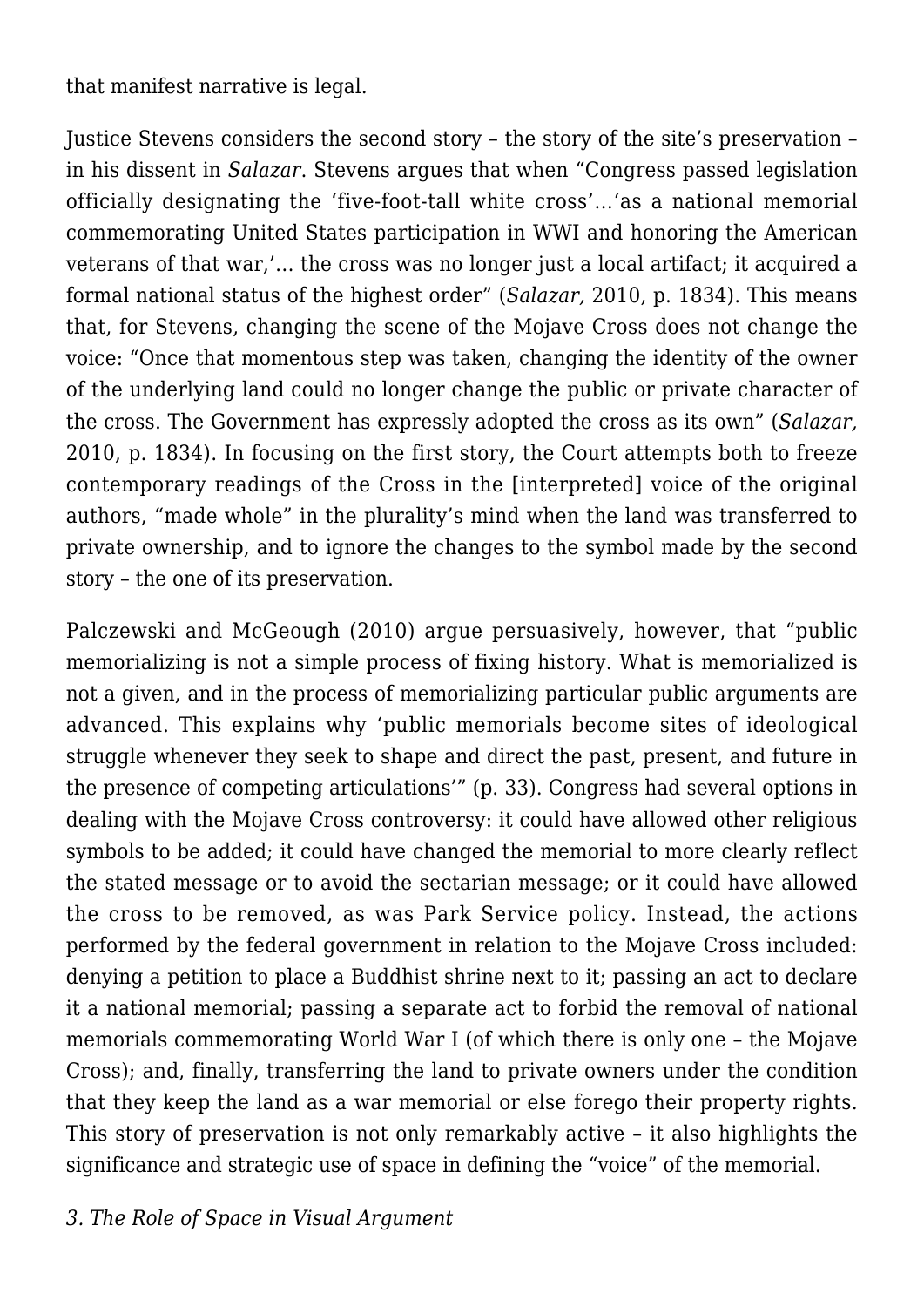that manifest narrative is legal.

Justice Stevens considers the second story – the story of the site's preservation – in his dissent in *Salazar*. Stevens argues that when "Congress passed legislation officially designating the 'five-foot-tall white cross'…'as a national memorial commemorating United States participation in WWI and honoring the American veterans of that war,'… the cross was no longer just a local artifact; it acquired a formal national status of the highest order" (*Salazar,* 2010, p. 1834). This means that, for Stevens, changing the scene of the Mojave Cross does not change the voice: "Once that momentous step was taken, changing the identity of the owner of the underlying land could no longer change the public or private character of the cross. The Government has expressly adopted the cross as its own" (*Salazar,* 2010, p. 1834). In focusing on the first story, the Court attempts both to freeze contemporary readings of the Cross in the [interpreted] voice of the original authors, "made whole" in the plurality's mind when the land was transferred to private ownership, and to ignore the changes to the symbol made by the second story – the one of its preservation.

Palczewski and McGeough (2010) argue persuasively, however, that "public memorializing is not a simple process of fixing history. What is memorialized is not a given, and in the process of memorializing particular public arguments are advanced. This explains why 'public memorials become sites of ideological struggle whenever they seek to shape and direct the past, present, and future in the presence of competing articulations'" (p. 33). Congress had several options in dealing with the Mojave Cross controversy: it could have allowed other religious symbols to be added; it could have changed the memorial to more clearly reflect the stated message or to avoid the sectarian message; or it could have allowed the cross to be removed, as was Park Service policy. Instead, the actions performed by the federal government in relation to the Mojave Cross included: denying a petition to place a Buddhist shrine next to it; passing an act to declare it a national memorial; passing a separate act to forbid the removal of national memorials commemorating World War I (of which there is only one – the Mojave Cross); and, finally, transferring the land to private owners under the condition that they keep the land as a war memorial or else forego their property rights. This story of preservation is not only remarkably active – it also highlights the significance and strategic use of space in defining the "voice" of the memorial.

### *3. The Role of Space in Visual Argument*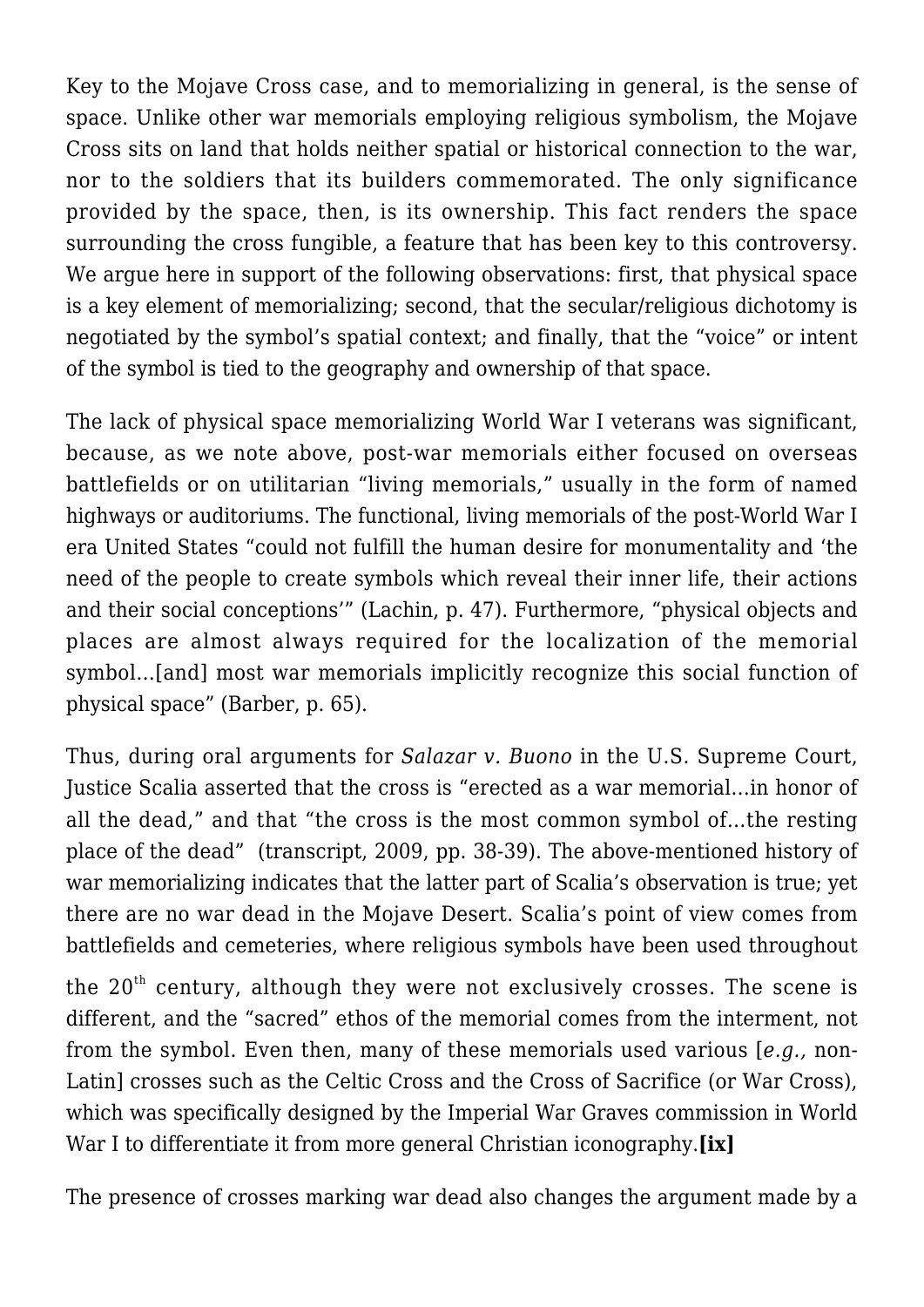Key to the Mojave Cross case, and to memorializing in general, is the sense of space. Unlike other war memorials employing religious symbolism, the Mojave Cross sits on land that holds neither spatial or historical connection to the war, nor to the soldiers that its builders commemorated. The only significance provided by the space, then, is its ownership. This fact renders the space surrounding the cross fungible, a feature that has been key to this controversy. We argue here in support of the following observations: first, that physical space is a key element of memorializing; second, that the secular/religious dichotomy is negotiated by the symbol's spatial context; and finally, that the "voice" or intent of the symbol is tied to the geography and ownership of that space.

The lack of physical space memorializing World War I veterans was significant, because, as we note above, post-war memorials either focused on overseas battlefields or on utilitarian "living memorials," usually in the form of named highways or auditoriums. The functional, living memorials of the post-World War I era United States "could not fulfill the human desire for monumentality and 'the need of the people to create symbols which reveal their inner life, their actions and their social conceptions'" (Lachin, p. 47). Furthermore, "physical objects and places are almost always required for the localization of the memorial symbol…[and] most war memorials implicitly recognize this social function of physical space" (Barber, p. 65).

Thus, during oral arguments for *Salazar v. Buono* in the U.S. Supreme Court, Justice Scalia asserted that the cross is "erected as a war memorial…in honor of all the dead," and that "the cross is the most common symbol of…the resting place of the dead" (transcript, 2009, pp. 38-39). The above-mentioned history of war memorializing indicates that the latter part of Scalia's observation is true; yet there are no war dead in the Mojave Desert. Scalia's point of view comes from battlefields and cemeteries, where religious symbols have been used throughout the 20th century, although they were not exclusively crosses. The scene is different, and the "sacred" ethos of the memorial comes from the interment, not from the symbol. Even then, many of these memorials used various [*e.g.,* non-Latin] crosses such as the Celtic Cross and the Cross of Sacrifice (or War Cross), which was specifically designed by the Imperial War Graves commission in World War I to differentiate it from more general Christian iconography.**[ix]**

The presence of crosses marking war dead also changes the argument made by a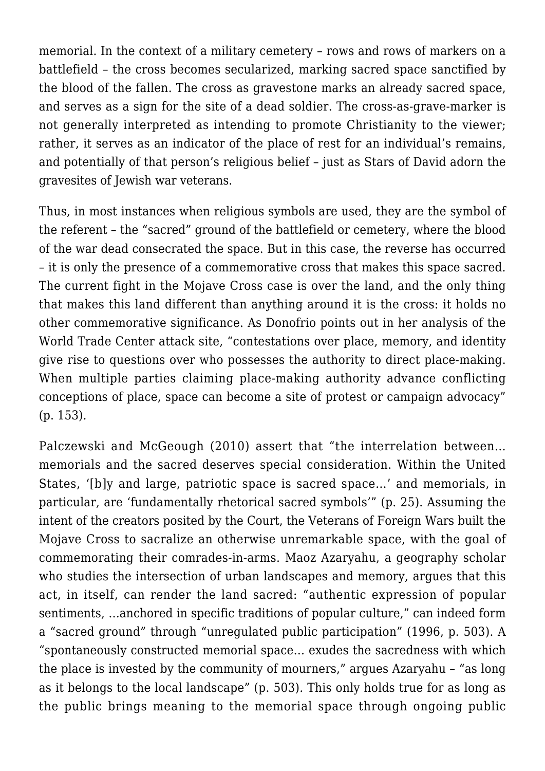memorial. In the context of a military cemetery – rows and rows of markers on a battlefield – the cross becomes secularized, marking sacred space sanctified by the blood of the fallen. The cross as gravestone marks an already sacred space, and serves as a sign for the site of a dead soldier. The cross-as-grave-marker is not generally interpreted as intending to promote Christianity to the viewer; rather, it serves as an indicator of the place of rest for an individual's remains, and potentially of that person's religious belief – just as Stars of David adorn the gravesites of Jewish war veterans.

Thus, in most instances when religious symbols are used, they are the symbol of the referent – the "sacred" ground of the battlefield or cemetery, where the blood of the war dead consecrated the space. But in this case, the reverse has occurred – it is only the presence of a commemorative cross that makes this space sacred. The current fight in the Mojave Cross case is over the land, and the only thing that makes this land different than anything around it is the cross: it holds no other commemorative significance. As Donofrio points out in her analysis of the World Trade Center attack site, "contestations over place, memory, and identity give rise to questions over who possesses the authority to direct place-making. When multiple parties claiming place-making authority advance conflicting conceptions of place, space can become a site of protest or campaign advocacy" (p. 153).

Palczewski and McGeough (2010) assert that "the interrelation between… memorials and the sacred deserves special consideration. Within the United States, '[b]y and large, patriotic space is sacred space…' and memorials, in particular, are 'fundamentally rhetorical sacred symbols'" (p. 25). Assuming the intent of the creators posited by the Court, the Veterans of Foreign Wars built the Mojave Cross to sacralize an otherwise unremarkable space, with the goal of commemorating their comrades-in-arms. Maoz Azaryahu, a geography scholar who studies the intersection of urban landscapes and memory, argues that this act, in itself, can render the land sacred: "authentic expression of popular sentiments, …anchored in specific traditions of popular culture," can indeed form a "sacred ground" through "unregulated public participation" (1996, p. 503). A "spontaneously constructed memorial space… exudes the sacredness with which the place is invested by the community of mourners," argues Azaryahu – "as long as it belongs to the local landscape" (p. 503). This only holds true for as long as the public brings meaning to the memorial space through ongoing public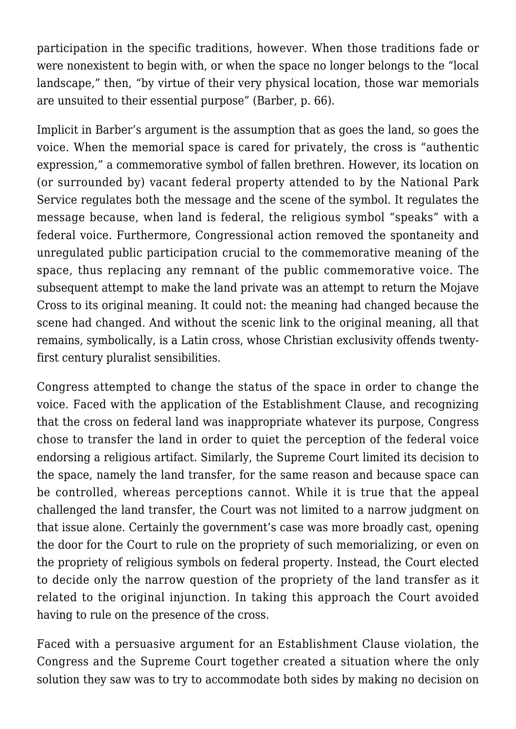participation in the specific traditions, however. When those traditions fade or were nonexistent to begin with, or when the space no longer belongs to the "local landscape," then, "by virtue of their very physical location, those war memorials are unsuited to their essential purpose" (Barber, p. 66).

Implicit in Barber's argument is the assumption that as goes the land, so goes the voice. When the memorial space is cared for privately, the cross is "authentic expression," a commemorative symbol of fallen brethren. However, its location on (or surrounded by) vacant federal property attended to by the National Park Service regulates both the message and the scene of the symbol. It regulates the message because, when land is federal, the religious symbol "speaks" with a federal voice. Furthermore, Congressional action removed the spontaneity and unregulated public participation crucial to the commemorative meaning of the space, thus replacing any remnant of the public commemorative voice. The subsequent attempt to make the land private was an attempt to return the Mojave Cross to its original meaning. It could not: the meaning had changed because the scene had changed. And without the scenic link to the original meaning, all that remains, symbolically, is a Latin cross, whose Christian exclusivity offends twenty-first century pluralist sensibilities.

Congress attempted to change the status of the space in order to change the voice. Faced with the application of the Establishment Clause, and recognizing that the cross on federal land was inappropriate whatever its purpose, Congress chose to transfer the land in order to quiet the perception of the federal voice endorsing a religious artifact. Similarly, the Supreme Court limited its decision to the space, namely the land transfer, for the same reason and because space can be controlled, whereas perceptions cannot. While it is true that the appeal challenged the land transfer, the Court was not limited to a narrow judgment on that issue alone. Certainly the government's case was more broadly cast, opening the door for the Court to rule on the propriety of such memorializing, or even on the propriety of religious symbols on federal property. Instead, the Court elected to decide only the narrow question of the propriety of the land transfer as it related to the original injunction. In taking this approach the Court avoided having to rule on the presence of the cross.

Faced with a persuasive argument for an Establishment Clause violation, the Congress and the Supreme Court together created a situation where the only solution they saw was to try to accommodate both sides by making no decision on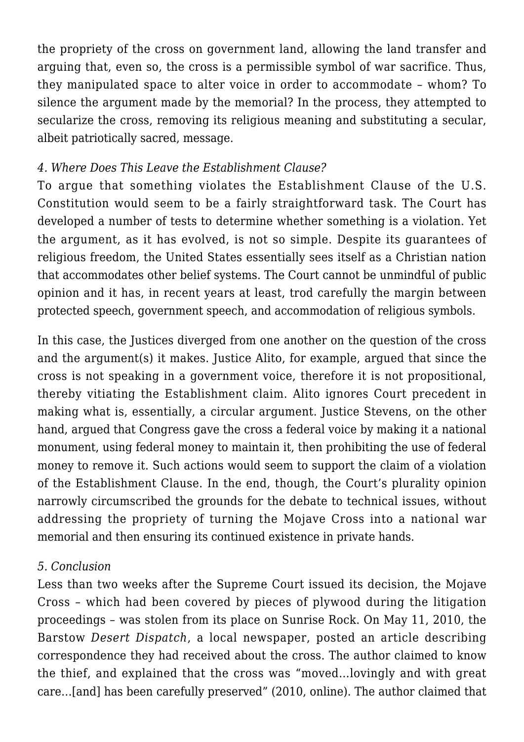the propriety of the cross on government land, allowing the land transfer and arguing that, even so, the cross is a permissible symbol of war sacrifice. Thus, they manipulated space to alter voice in order to accommodate – whom? To silence the argument made by the memorial? In the process, they attempted to secularize the cross, removing its religious meaning and substituting a secular, albeit patriotically sacred, message.

### *4. Where Does This Leave the Establishment Clause?*

To argue that something violates the Establishment Clause of the U.S. Constitution would seem to be a fairly straightforward task. The Court has developed a number of tests to determine whether something is a violation. Yet the argument, as it has evolved, is not so simple. Despite its guarantees of religious freedom, the United States essentially sees itself as a Christian nation that accommodates other belief systems. The Court cannot be unmindful of public opinion and it has, in recent years at least, trod carefully the margin between protected speech, government speech, and accommodation of religious symbols.

In this case, the Justices diverged from one another on the question of the cross and the argument(s) it makes. Justice Alito, for example, argued that since the cross is not speaking in a government voice, therefore it is not propositional, thereby vitiating the Establishment claim. Alito ignores Court precedent in making what is, essentially, a circular argument. Justice Stevens, on the other hand, argued that Congress gave the cross a federal voice by making it a national monument, using federal money to maintain it, then prohibiting the use of federal money to remove it. Such actions would seem to support the claim of a violation of the Establishment Clause. In the end, though, the Court's plurality opinion narrowly circumscribed the grounds for the debate to technical issues, without addressing the propriety of turning the Mojave Cross into a national war memorial and then ensuring its continued existence in private hands.

### *5. Conclusion*

Less than two weeks after the Supreme Court issued its decision, the Mojave Cross – which had been covered by pieces of plywood during the litigation proceedings – was stolen from its place on Sunrise Rock. On May 11, 2010, the Barstow *Desert Dispatch*, a local newspaper, posted an article describing correspondence they had received about the cross. The author claimed to know the thief, and explained that the cross was "moved…lovingly and with great care…[and] has been carefully preserved" (2010, online). The author claimed that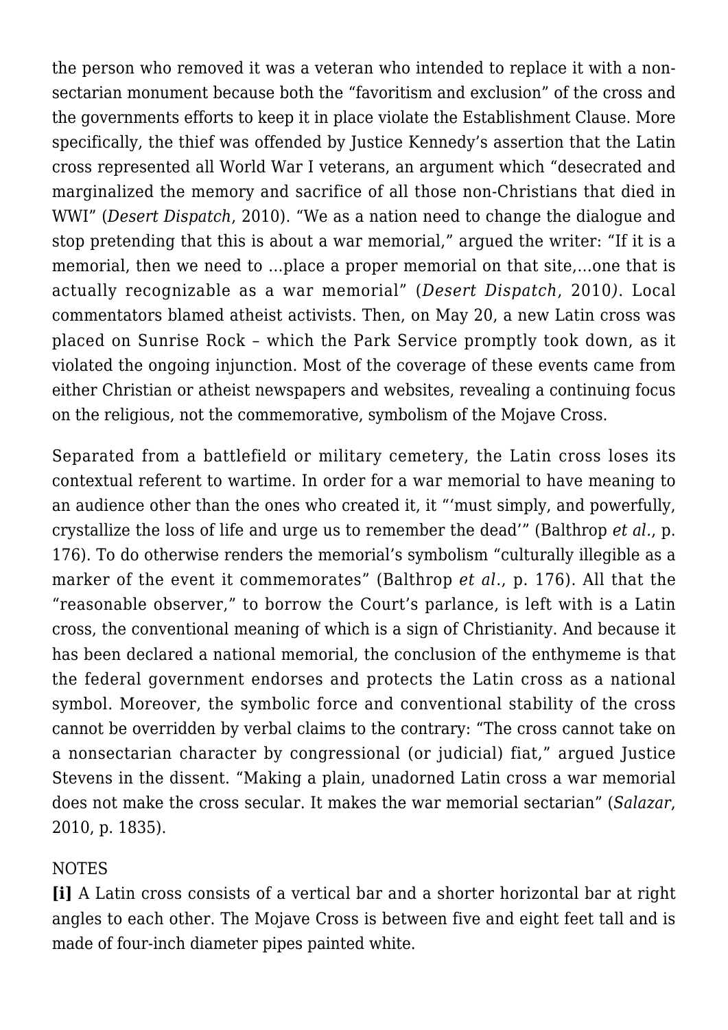the person who removed it was a veteran who intended to replace it with a non-sectarian monument because both the "favoritism and exclusion" of the cross and the governments efforts to keep it in place violate the Establishment Clause. More specifically, the thief was offended by Justice Kennedy's assertion that the Latin cross represented all World War I veterans, an argument which "desecrated and marginalized the memory and sacrifice of all those non-Christians that died in WWI" (*Desert Dispatch*, 2010). "We as a nation need to change the dialogue and stop pretending that this is about a war memorial," argued the writer: "If it is a memorial, then we need to …place a proper memorial on that site,…one that is actually recognizable as a war memorial" (*Desert Dispatch*, 2010*)*. Local commentators blamed atheist activists. Then, on May 20, a new Latin cross was placed on Sunrise Rock – which the Park Service promptly took down, as it violated the ongoing injunction. Most of the coverage of these events came from either Christian or atheist newspapers and websites, revealing a continuing focus on the religious, not the commemorative, symbolism of the Mojave Cross.

Separated from a battlefield or military cemetery, the Latin cross loses its contextual referent to wartime. In order for a war memorial to have meaning to an audience other than the ones who created it, it "'must simply, and powerfully, crystallize the loss of life and urge us to remember the dead'" (Balthrop *et al*., p. 176). To do otherwise renders the memorial's symbolism "culturally illegible as a marker of the event it commemorates" (Balthrop *et al*., p. 176). All that the "reasonable observer," to borrow the Court's parlance, is left with is a Latin cross, the conventional meaning of which is a sign of Christianity. And because it has been declared a national memorial, the conclusion of the enthymeme is that the federal government endorses and protects the Latin cross as a national symbol. Moreover, the symbolic force and conventional stability of the cross cannot be overridden by verbal claims to the contrary: "The cross cannot take on a nonsectarian character by congressional (or judicial) fiat," argued Justice Stevens in the dissent. "Making a plain, unadorned Latin cross a war memorial does not make the cross secular. It makes the war memorial sectarian" (*Salazar*, 2010, p. 1835).

NOTES

**[i]** A Latin cross consists of a vertical bar and a shorter horizontal bar at right angles to each other. The Mojave Cross is between five and eight feet tall and is made of four-inch diameter pipes painted white.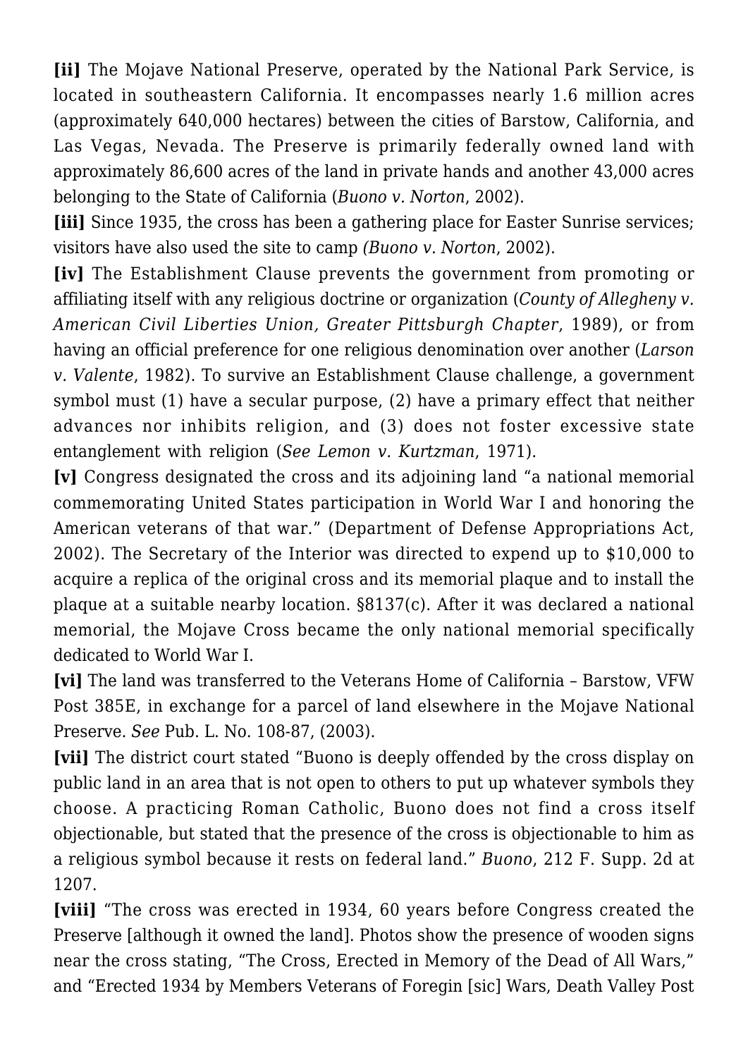**[ii]** The Mojave National Preserve, operated by the National Park Service, is located in southeastern California. It encompasses nearly 1.6 million acres (approximately 640,000 hectares) between the cities of Barstow, California, and Las Vegas, Nevada. The Preserve is primarily federally owned land with approximately 86,600 acres of the land in private hands and another 43,000 acres belonging to the State of California (*Buono v. Norton*, 2002).

**[iii]** Since 1935, the cross has been a gathering place for Easter Sunrise services; visitors have also used the site to camp *(Buono v. Norton*, 2002).

**[iv]** The Establishment Clause prevents the government from promoting or affiliating itself with any religious doctrine or organization (*County of Allegheny v. American Civil Liberties Union, Greater Pittsburgh Chapter*, 1989), or from having an official preference for one religious denomination over another (*Larson v. Valente*, 1982). To survive an Establishment Clause challenge, a government symbol must (1) have a secular purpose, (2) have a primary effect that neither advances nor inhibits religion, and (3) does not foster excessive state entanglement with religion (*See Lemon v. Kurtzman*, 1971).

**[v]** Congress designated the cross and its adjoining land "a national memorial commemorating United States participation in World War I and honoring the American veterans of that war." (Department of Defense Appropriations Act, 2002). The Secretary of the Interior was directed to expend up to $10,000 to acquire a replica of the original cross and its memorial plaque and to install the plaque at a suitable nearby location. §8137(c). After it was declared a national memorial, the Mojave Cross became the only national memorial specifically dedicated to World War I.

**[vi]** The land was transferred to the Veterans Home of California – Barstow, VFW Post 385E, in exchange for a parcel of land elsewhere in the Mojave National Preserve. *See* Pub. L. No. 108-87, (2003).

**[vii]** The district court stated "Buono is deeply offended by the cross display on public land in an area that is not open to others to put up whatever symbols they choose. A practicing Roman Catholic, Buono does not find a cross itself objectionable, but stated that the presence of the cross is objectionable to him as a religious symbol because it rests on federal land." *Buono*, 212 F. Supp. 2d at 1207.

**[viii]** "The cross was erected in 1934, 60 years before Congress created the Preserve [although it owned the land]. Photos show the presence of wooden signs near the cross stating, "The Cross, Erected in Memory of the Dead of All Wars," and "Erected 1934 by Members Veterans of Foregin [sic] Wars, Death Valley Post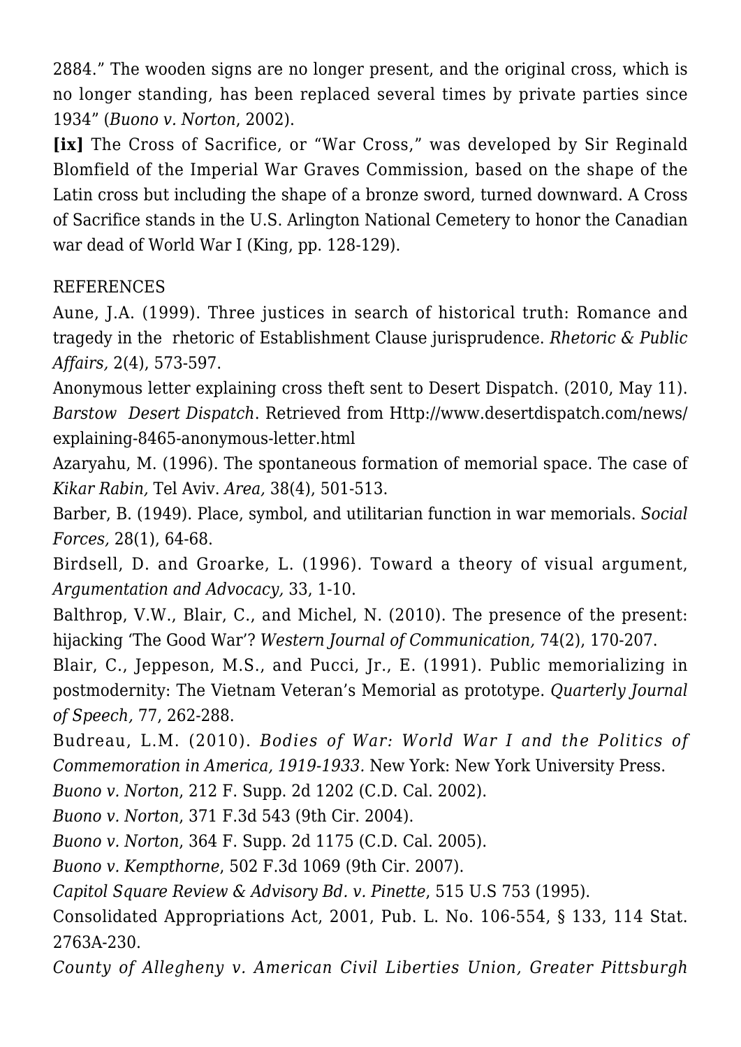2884." The wooden signs are no longer present, and the original cross, which is no longer standing, has been replaced several times by private parties since 1934" (*Buono v. Norton*, 2002).

**[ix]** The Cross of Sacrifice, or "War Cross," was developed by Sir Reginald Blomfield of the Imperial War Graves Commission, based on the shape of the Latin cross but including the shape of a bronze sword, turned downward. A Cross of Sacrifice stands in the U.S. Arlington National Cemetery to honor the Canadian war dead of World War I (King, pp. 128-129).

REFERENCES

Aune, J.A. (1999). Three justices in search of historical truth: Romance and tragedy in the rhetoric of Establishment Clause jurisprudence. *Rhetoric & Public Affairs,* 2(4), 573-597.

Anonymous letter explaining cross theft sent to Desert Dispatch. (2010, May 11). *Barstow Desert Dispatch*. Retrieved from Http://www.desertdispatch.com/news/explaining-8465-anonymous-letter.html

Azaryahu, M. (1996). The spontaneous formation of memorial space. The case of *Kikar Rabin,* Tel Aviv. *Area,* 38(4), 501-513.

Barber, B. (1949). Place, symbol, and utilitarian function in war memorials. *Social Forces,* 28(1), 64-68.

Birdsell, D. and Groarke, L. (1996). Toward a theory of visual argument, *Argumentation and Advocacy,* 33, 1-10.

Balthrop, V.W., Blair, C., and Michel, N. (2010). The presence of the present: hijacking 'The Good War'? *Western Journal of Communication,* 74(2), 170-207.

Blair, C., Jeppeson, M.S., and Pucci, Jr., E. (1991). Public memorializing in postmodernity: The Vietnam Veteran's Memorial as prototype. *Quarterly Journal of Speech,* 77, 262-288.

Budreau, L.M. (2010). *Bodies of War: World War I and the Politics of Commemoration in America, 1919-1933.* New York: New York University Press.

*Buono v. Norton*, 212 F. Supp. 2d 1202 (C.D. Cal. 2002).

*Buono v. Norton*, 371 F.3d 543 (9th Cir. 2004).

*Buono v. Norton*, 364 F. Supp. 2d 1175 (C.D. Cal. 2005).

*Buono v. Kempthorne*, 502 F.3d 1069 (9th Cir. 2007).

*Capitol Square Review & Advisory Bd. v. Pinette*, 515 U.S 753 (1995).

Consolidated Appropriations Act, 2001, Pub. L. No. 106-554, § 133, 114 Stat. 2763A-230.

*County of Allegheny v. American Civil Liberties Union, Greater Pittsburgh*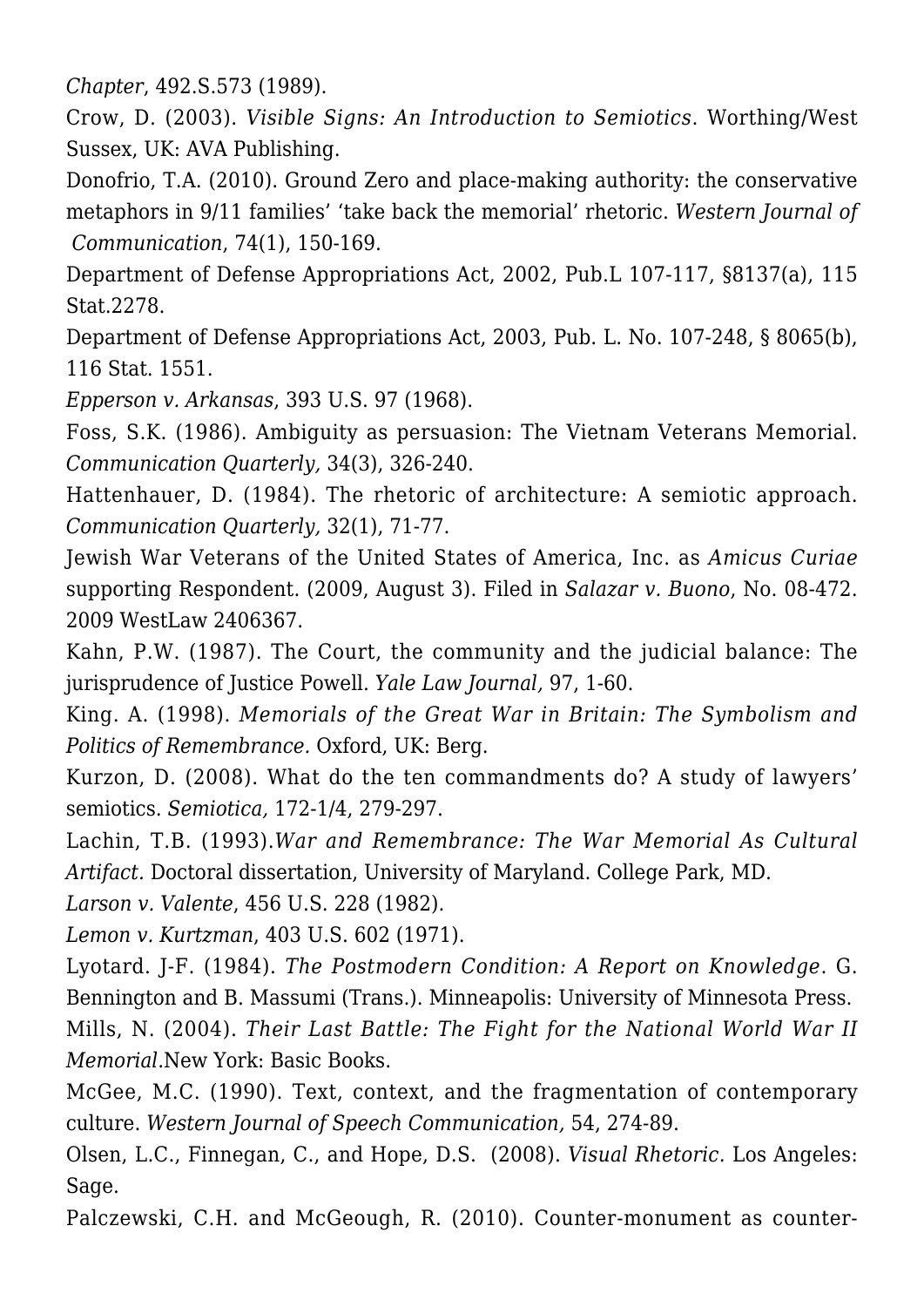*Chapter*, 492.S.573 (1989).

Crow, D. (2003). *Visible Signs: An Introduction to Semiotics*. Worthing/West Sussex, UK: AVA Publishing.

Donofrio, T.A. (2010). Ground Zero and place-making authority: the conservative metaphors in 9/11 families' 'take back the memorial' rhetoric. *Western Journal of Communication*, 74(1), 150-169.

Department of Defense Appropriations Act, 2002, Pub.L 107-117, §8137(a), 115 Stat.2278.

Department of Defense Appropriations Act, 2003, Pub. L. No. 107-248, § 8065(b), 116 Stat. 1551.

*Epperson v. Arkansas*, 393 U.S. 97 (1968).

Foss, S.K. (1986). Ambiguity as persuasion: The Vietnam Veterans Memorial. *Communication Quarterly,* 34(3), 326-240.

Hattenhauer, D. (1984). The rhetoric of architecture: A semiotic approach. *Communication Quarterly,* 32(1), 71-77.

Jewish War Veterans of the United States of America, Inc. as *Amicus Curiae* supporting Respondent. (2009, August 3). Filed in *Salazar v. Buono*, No. 08-472. 2009 WestLaw 2406367.

Kahn, P.W. (1987). The Court, the community and the judicial balance: The jurisprudence of Justice Powell. *Yale Law Journal,* 97, 1-60.

King. A. (1998). *Memorials of the Great War in Britain: The Symbolism and Politics of Remembrance.* Oxford, UK: Berg.

Kurzon, D. (2008). What do the ten commandments do? A study of lawyers' semiotics. *Semiotica,* 172-1/4, 279-297.

Lachin, T.B. (1993).*War and Remembrance: The War Memorial As Cultural Artifact.* Doctoral dissertation, University of Maryland. College Park, MD.

*Larson v. Valente*, 456 U.S. 228 (1982).

*Lemon v. Kurtzman*, 403 U.S. 602 (1971).

Lyotard. J-F. (1984). *The Postmodern Condition: A Report on Knowledge*. G. Bennington and B. Massumi (Trans.). Minneapolis: University of Minnesota Press.

Mills, N. (2004). *Their Last Battle: The Fight for the National World War II Memorial*.New York: Basic Books.

McGee, M.C. (1990). Text, context, and the fragmentation of contemporary culture. *Western Journal of Speech Communication,* 54, 274-89.

Olsen, L.C., Finnegan, C., and Hope, D.S. (2008). *Visual Rhetoric.* Los Angeles: Sage.

Palczewski, C.H. and McGeough, R. (2010). Counter-monument as counter-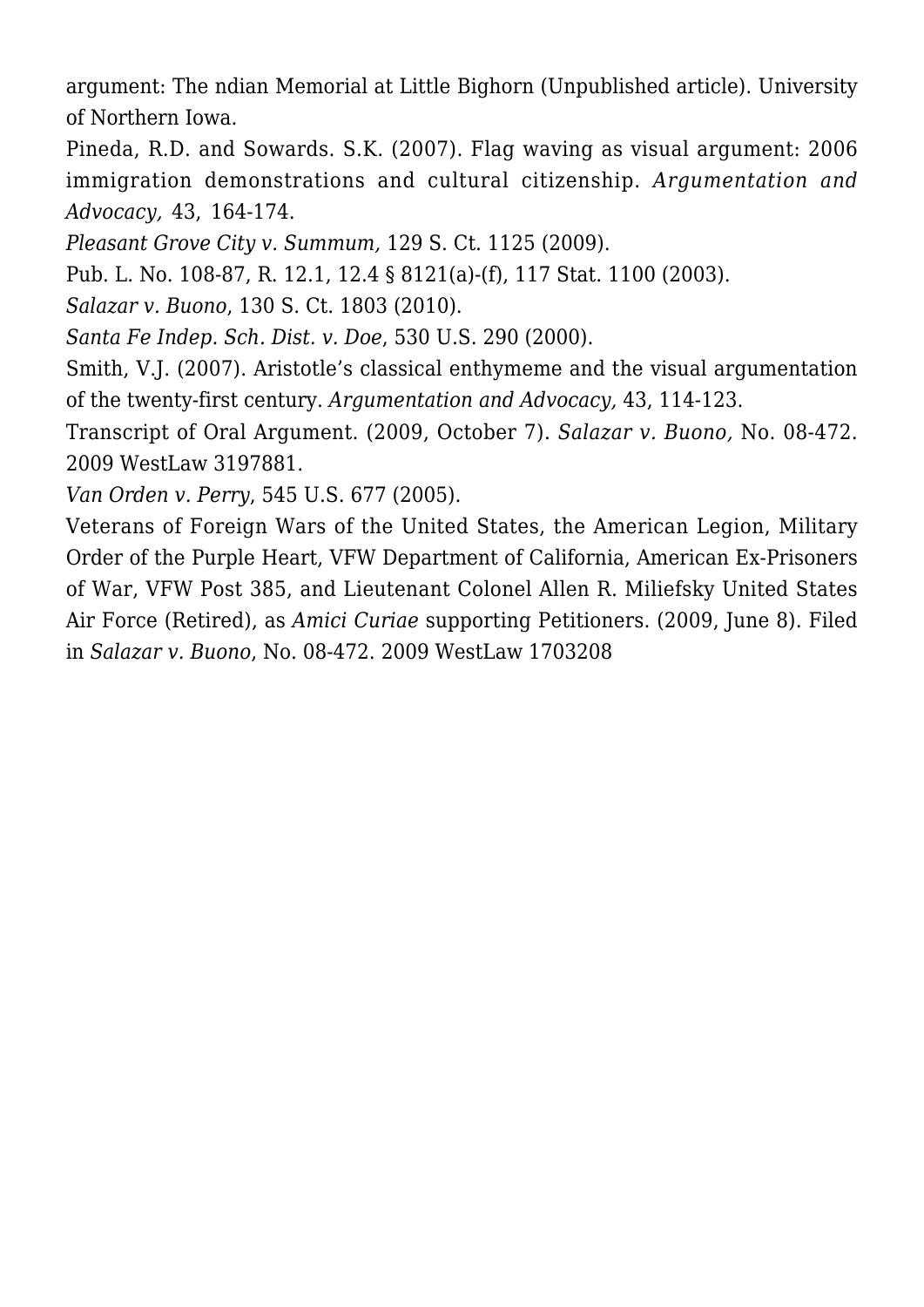argument: The ndian Memorial at Little Bighorn (Unpublished article). University of Northern Iowa.

Pineda, R.D. and Sowards. S.K. (2007). Flag waving as visual argument: 2006 immigration demonstrations and cultural citizenship. *Argumentation and Advocacy,* 43, 164-174.

*Pleasant Grove City v. Summum,* 129 S. Ct. 1125 (2009).

Pub. L. No. 108-87, R. 12.1, 12.4 § 8121(a)-(f), 117 Stat. 1100 (2003).

*Salazar v. Buono*, 130 S. Ct. 1803 (2010).

*Santa Fe Indep. Sch. Dist. v. Doe*, 530 U.S. 290 (2000).

Smith, V.J. (2007). Aristotle's classical enthymeme and the visual argumentation of the twenty-first century. *Argumentation and Advocacy,* 43, 114-123.

Transcript of Oral Argument. (2009, October 7). *Salazar v. Buono,* No. 08-472. 2009 WestLaw 3197881.

*Van Orden v. Perry*, 545 U.S. 677 (2005).

Veterans of Foreign Wars of the United States, the American Legion, Military Order of the Purple Heart, VFW Department of California, American Ex-Prisoners of War, VFW Post 385, and Lieutenant Colonel Allen R. Miliefsky United States Air Force (Retired), as *Amici Curiae* supporting Petitioners. (2009, June 8). Filed in *Salazar v. Buono*, No. 08-472. 2009 WestLaw 1703208